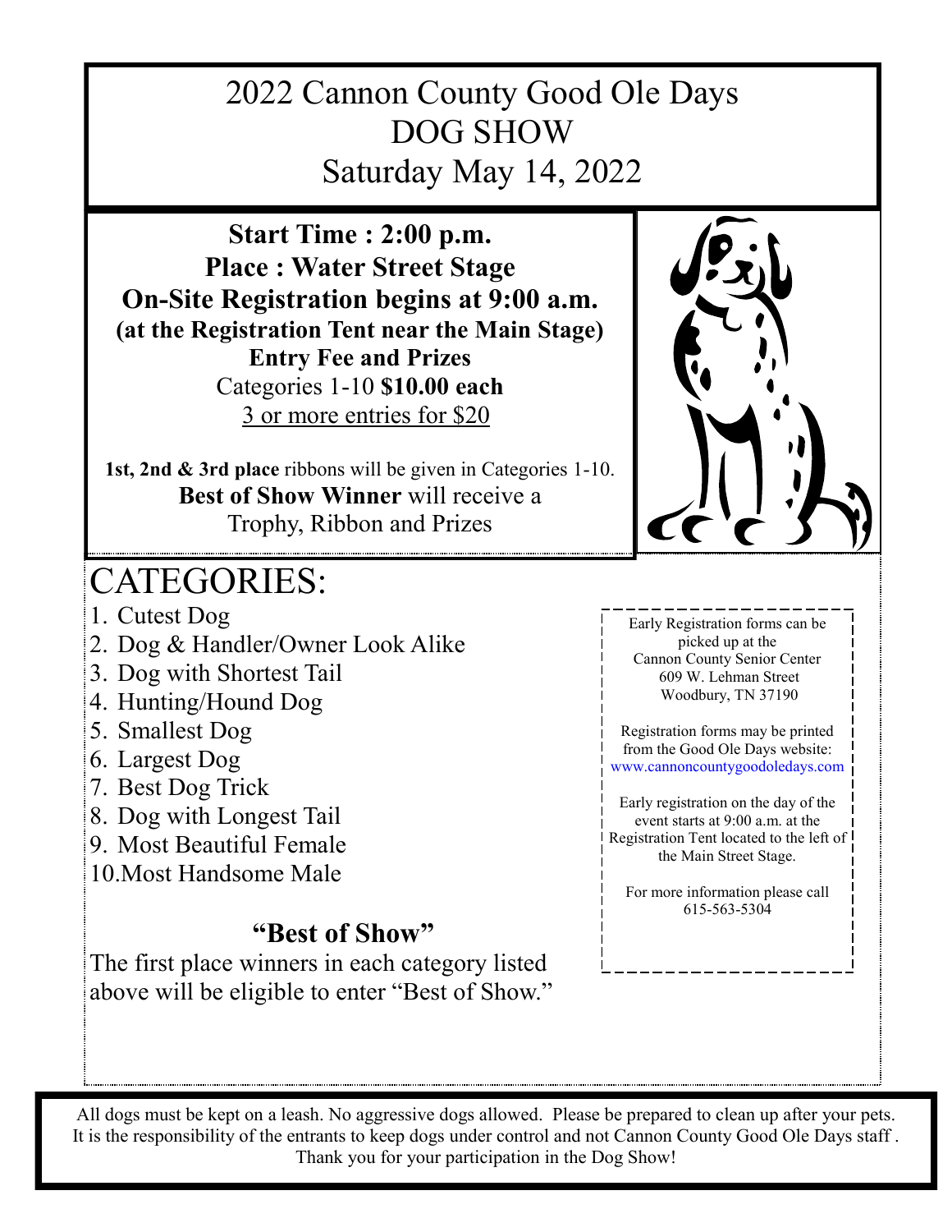# 2022 Cannon County Good Ole Days DOG SHOW Saturday May 14, 2022

**Start Time : 2:00 p.m.**

**Place : Water Street Stage**

**On-Site Registration begins at 9:00 a.m.**

**(at the Registration Tent near the Main Stage)**

**Entry Fee and Prizes**

Categories 1-10 **$10.00 each**

3 or more entries for $20

**1st, 2nd & 3rd place** ribbons will be given in Categories 1-10.

**Best of Show Winner** will receive a Trophy, Ribbon and Prizes

## CATEGORIES:

1. Cutest Dog
2. Dog & Handler/Owner Look Alike
3. Dog with Shortest Tail
4. Hunting/Hound Dog
5. Smallest Dog
6. Largest Dog
7. Best Dog Trick
8. Dog with Longest Tail
9. Most Beautiful Female
10. Most Handsome Male

### "Best of Show"

The first place winners in each category listed above will be eligible to enter "Best of Show."

Early Registration forms can be picked up at the Cannon County Senior Center 609 W. Lehman Street Woodbury, TN 37190

Registration forms may be printed from the Good Ole Days website: www.cannoncountygoodoledays.com

Early registration on the day of the event starts at 9:00 a.m. at the Registration Tent located to the left of the Main Street Stage.

For more information please call 615-563-5304

All dogs must be kept on a leash. No aggressive dogs allowed. Please be prepared to clean up after your pets. It is the responsibility of the entrants to keep dogs under control and not Cannon County Good Ole Days staff . Thank you for your participation in the Dog Show!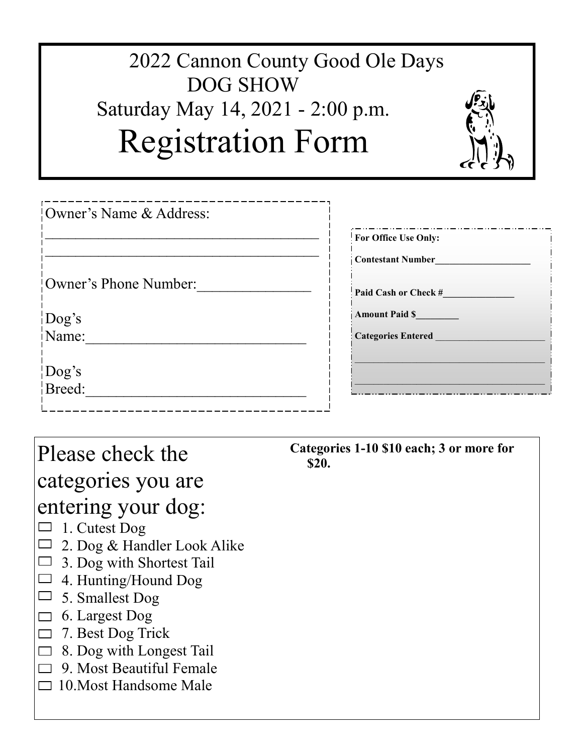# 2022 Cannon County Good Ole Days DOG SHOW

## Saturday May 14, 2021 - 2:00 p.m.

# Registration Form

Owner's Name & Address:

______________________________________

______________________________________

Owner's Phone Number:_______________

Dog's Name:_____________________________

Dog's Breed:_____________________________

**For Office Use Only:**

**Contestant Number__________________**

**Paid Cash or Check #_____________**

**Amount Paid $________**

**Categories Entered** ____________________

_________________________________

_________________________________

## Please check the categories you are entering your dog:

**Categories 1-10 $10 each; 3 or more for $20.**

- ☐ 1. Cutest Dog
- ☐ 2. Dog & Handler Look Alike
- ☐ 3. Dog with Shortest Tail
- ☐ 4. Hunting/Hound Dog
- ☐ 5. Smallest Dog
- ☐ 6. Largest Dog
- ☐ 7. Best Dog Trick
- ☐ 8. Dog with Longest Tail
- ☐ 9. Most Beautiful Female
- ☐ 10.Most Handsome Male